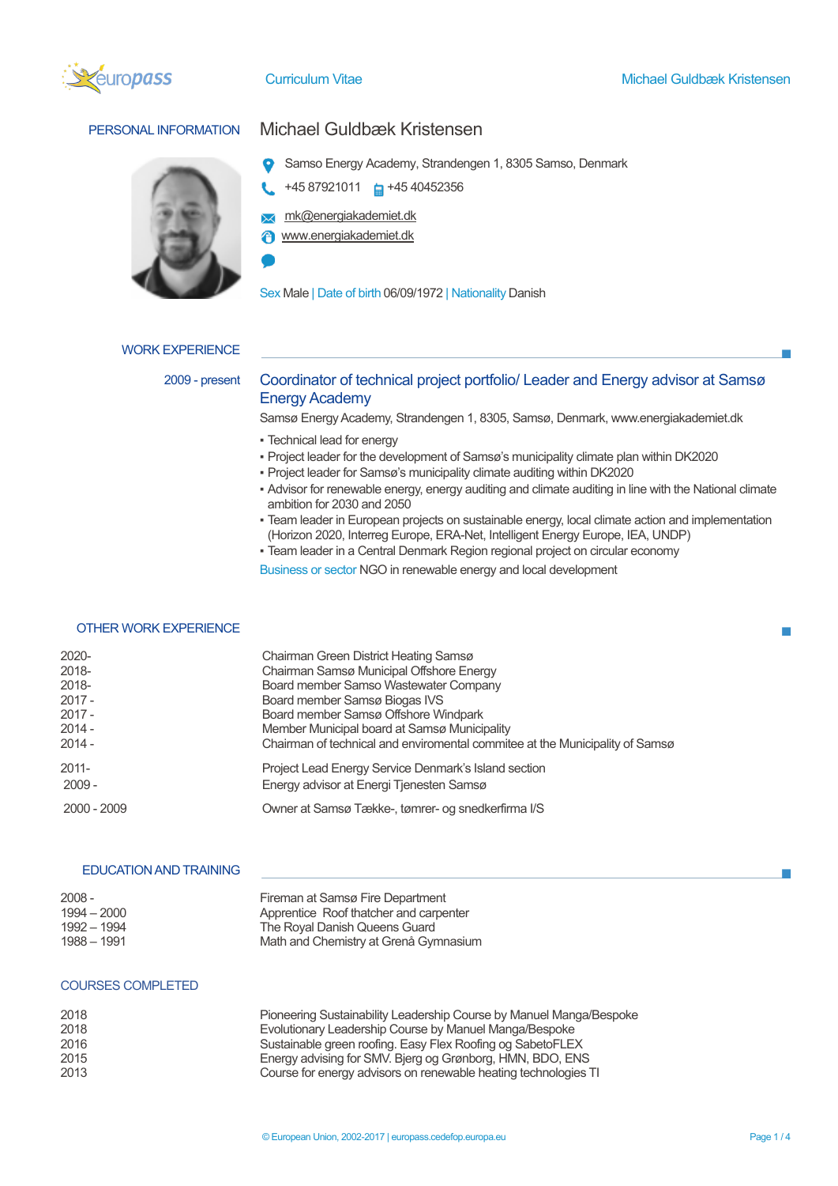# Curriculum Vitae

## PERSONAL INFORMATION

**Michael Guldbæk Kristensen**

Samso Energy Academy, Strandengen 1, 8305 Samso, Denmark

+45 87921011 +45 40452356

mk@energiakademiet.dk

www.energiakademiet.dk

Sex Male | Date of birth 06/09/1972 | Nationality Danish

## WORK EXPERIENCE

**2009 - present**

### Coordinator of technical project portfolio/ Leader and Energy advisor at Samsø Energy Academy

Samsø Energy Academy, Strandengen 1, 8305, Samsø, Denmark, www.energiakademiet.dk

- Technical lead for energy
- Project leader for the development of Samsø's municipality climate plan within DK2020
- Project leader for Samsø's municipality climate auditing within DK2020
- Advisor for renewable energy, energy auditing and climate auditing in line with the National climate ambition for 2030 and 2050
- Team leader in European projects on sustainable energy, local climate action and implementation (Horizon 2020, Interreg Europe, ERA-Net, Intelligent Energy Europe, IEA, UNDP)
- Team leader in a Central Denmark Region regional project on circular economy

Business or sector NGO in renewable energy and local development

## OTHER WORK EXPERIENCE

| | |
|---|---|
| 2020- | Chairman Green District Heating Samsø |
| 2018- | Chairman Samsø Municipal Offshore Energy |
| 2018- | Board member Samso Wastewater Company |
| 2017 - | Board member Samsø Biogas IVS |
| 2017 - | Board member Samsø Offshore Windpark |
| 2014 - | Member Municipal board at Samsø Municipality |
| 2014 - | Chairman of technical and enviromental commitee at the Municipality of Samsø |
| 2011- | Project Lead Energy Service Denmark's Island section |
| 2009 - | Energy advisor at Energi Tjenesten Samsø |
| 2000 - 2009 | Owner at Samsø Tække-, tømrer- og snedkerfirma I/S |

## EDUCATION AND TRAINING

| | |
|---|---|
| 2008 - | Fireman at Samsø Fire Department |
| 1994 – 2000 | Apprentice Roof thatcher and carpenter |
| 1992 – 1994 | The Royal Danish Queens Guard |
| 1988 – 1991 | Math and Chemistry at Grenå Gymnasium |

## COURSES COMPLETED

| | |
|---|---|
| 2018 | Pioneering Sustainability Leadership Course by Manuel Manga/Bespoke |
| 2018 | Evolutionary Leadership Course by Manuel Manga/Bespoke |
| 2016 | Sustainable green roofing. Easy Flex Roofing og SabetoFLEX |
| 2015 | Energy advising for SMV. Bjerg og Grønborg, HMN, BDO, ENS |
| 2013 | Course for energy advisors on renewable heating technologies TI |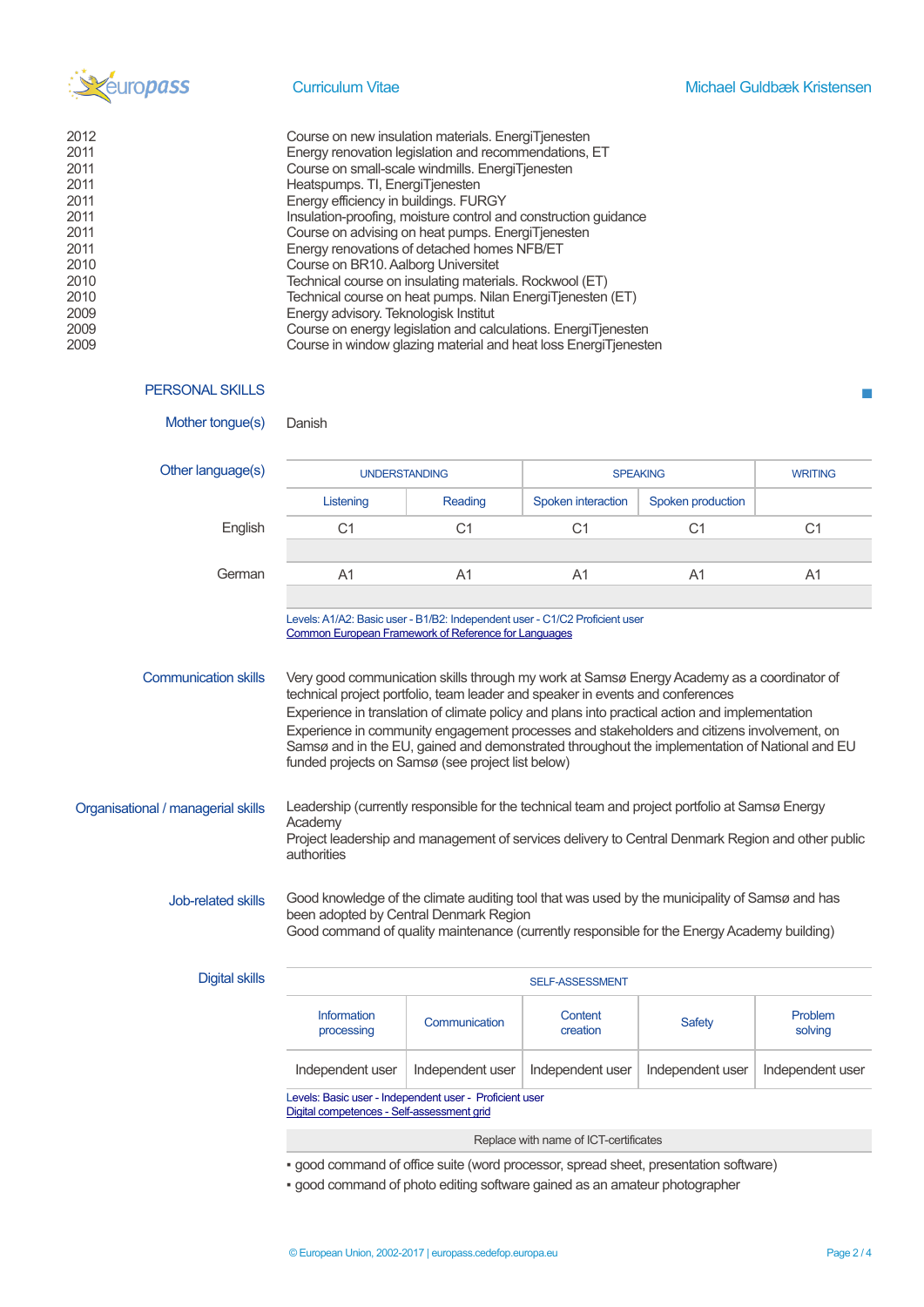| | |
|---|---|
| 2012 | Course on new insulation materials. EnergiTjenesten |
| 2011 | Energy renovation legislation and recommendations, ET |
| 2011 | Course on small-scale windmills. EnergiTjenesten |
| 2011 | Heatspumps. TI, EnergiTjenesten |
| 2011 | Energy efficiency in buildings. FURGY |
| 2011 | Insulation-proofing, moisture control and construction guidance |
| 2011 | Course on advising on heat pumps. EnergiTjenesten |
| 2011 | Energy renovations of detached homes NFB/ET |
| 2010 | Course on BR10. Aalborg Universitet |
| 2010 | Technical course on insulating materials. Rockwool (ET) |
| 2010 | Technical course on heat pumps. Nilan EnergiTjenesten (ET) |
| 2009 | Energy advisory. Teknologisk Institut |
| 2009 | Course on energy legislation and calculations. EnergiTjenesten |
| 2009 | Course in window glazing material and heat loss EnergiTjenesten |

## PERSONAL SKILLS

**Mother tongue(s)**: Danish

**Other language(s)**

| | UNDERSTANDING | | SPEAKING | | WRITING |
|---|---|---|---|---|---|
| | Listening | Reading | Spoken interaction | Spoken production | |
| English | C1 | C1 | C1 | C1 | C1 |
| German | A1 | A1 | A1 | A1 | A1 |

Levels: A1/A2: Basic user - B1/B2: Independent user - C1/C2 Proficient user
Common European Framework of Reference for Languages

**Communication skills**

Very good communication skills through my work at Samsø Energy Academy as a coordinator of technical project portfolio, team leader and speaker in events and conferences
Experience in translation of climate policy and plans into practical action and implementation
Experience in community engagement processes and stakeholders and citizens involvement, on Samsø and in the EU, gained and demonstrated throughout the implementation of National and EU funded projects on Samsø (see project list below)

**Organisational / managerial skills**

Leadership (currently responsible for the technical team and project portfolio at Samsø Energy Academy
Project leadership and management of services delivery to Central Denmark Region and other public authorities

**Job-related skills**

Good knowledge of the climate auditing tool that was used by the municipality of Samsø and has been adopted by Central Denmark Region
Good command of quality maintenance (currently responsible for the Energy Academy building)

**Digital skills**

| SELF-ASSESSMENT | | | | |
|---|---|---|---|---|
| Information processing | Communication | Content creation | Safety | Problem solving |
| Independent user | Independent user | Independent user | Independent user | Independent user |

Levels: Basic user - Independent user - Proficient user
Digital competences - Self-assessment grid

Replace with name of ICT-certificates

- good command of office suite (word processor, spread sheet, presentation software)
- good command of photo editing software gained as an amateur photographer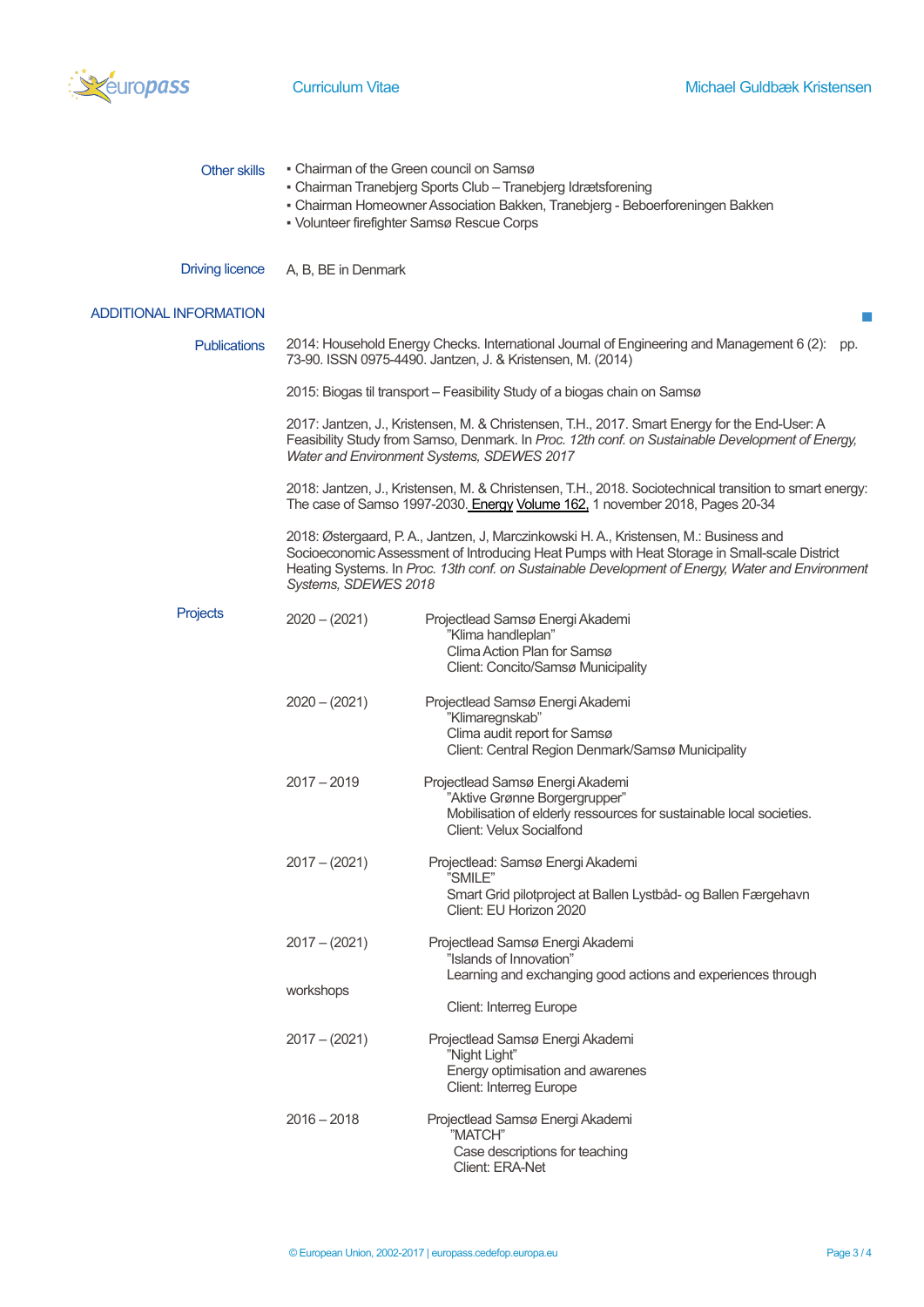**Other skills**

- Chairman of the Green council on Samsø
- Chairman Tranebjerg Sports Club – Tranebjerg Idrætsforening
- Chairman Homeowner Association Bakken, Tranebjerg - Beboerforeningen Bakken
- Volunteer firefighter Samsø Rescue Corps

**Driving licence**

A, B, BE in Denmark

## ADDITIONAL INFORMATION

**Publications**

2014: Household Energy Checks. International Journal of Engineering and Management 6 (2): pp. 73-90. ISSN 0975-4490. Jantzen, J. & Kristensen, M. (2014)

2015: Biogas til transport – Feasibility Study of a biogas chain on Samsø

2017: Jantzen, J., Kristensen, M. & Christensen, T.H., 2017. Smart Energy for the End-User: A Feasibility Study from Samso, Denmark. In *Proc. 12th conf. on Sustainable Development of Energy, Water and Environment Systems, SDEWES 2017*

2018: Jantzen, J., Kristensen, M. & Christensen, T.H., 2018. Sociotechnical transition to smart energy: The case of Samso 1997-2030. Energy Volume 162, 1 november 2018, Pages 20-34

2018: Østergaard, P. A., Jantzen, J, Marczinkowski H. A., Kristensen, M.: Business and Socioeconomic Assessment of Introducing Heat Pumps with Heat Storage in Small-scale District Heating Systems. In *Proc. 13th conf. on Sustainable Development of Energy, Water and Environment Systems, SDEWES 2018*

**Projects**

2020 – (2021) Projectlead Samsø Energi Akademi
"Klima handleplan"
Clima Action Plan for Samsø
Client: Concito/Samsø Municipality

2020 – (2021) Projectlead Samsø Energi Akademi
"Klimaregnskab"
Clima audit report for Samsø
Client: Central Region Denmark/Samsø Municipality

2017 – 2019 Projectlead Samsø Energi Akademi
"Aktive Grønne Borgergrupper"
Mobilisation of elderly ressources for sustainable local societies.
Client: Velux Socialfond

2017 – (2021) Projectlead: Samsø Energi Akademi
"SMILE"
Smart Grid pilotproject at Ballen Lystbåd- og Ballen Færgehavn
Client: EU Horizon 2020

2017 – (2021) Projectlead Samsø Energi Akademi
"Islands of Innovation"
Learning and exchanging good actions and experiences through workshops
Client: Interreg Europe

2017 – (2021) Projectlead Samsø Energi Akademi
"Night Light"
Energy optimisation and awarenes
Client: Interreg Europe

2016 – 2018 Projectlead Samsø Energi Akademi
"MATCH"
Case descriptions for teaching
Client: ERA-Net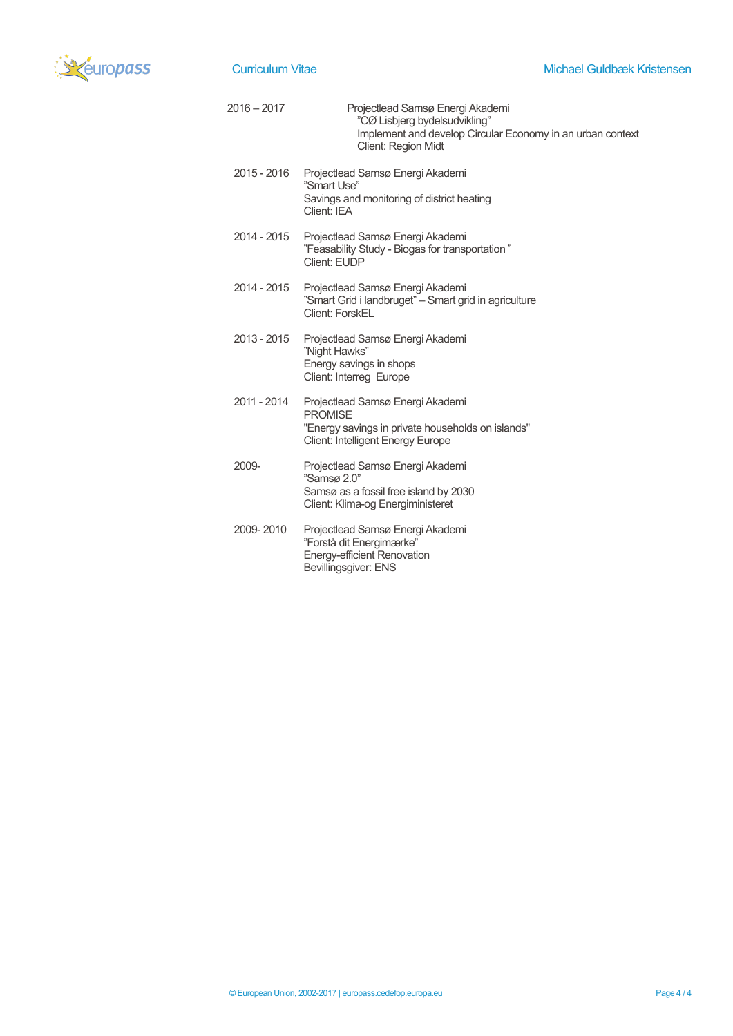| | |
|---|---|
| 2016 – 2017 | Projectlead Samsø Energi Akademi<br>"CØ Lisbjerg bydelsudvikling"<br>Implement and develop Circular Economy in an urban context<br>Client: Region Midt |
| 2015 - 2016 | Projectlead Samsø Energi Akademi<br>"Smart Use"<br>Savings and monitoring of district heating<br>Client: IEA |
| 2014 - 2015 | Projectlead Samsø Energi Akademi<br>"Feasability Study - Biogas for transportation "<br>Client: EUDP |
| 2014 - 2015 | Projectlead Samsø Energi Akademi<br>"Smart Grid i landbruget" – Smart grid in agriculture<br>Client: ForskEL |
| 2013 - 2015 | Projectlead Samsø Energi Akademi<br>"Night Hawks"<br>Energy savings in shops<br>Client: Interreg Europe |
| 2011 - 2014 | Projectlead Samsø Energi Akademi<br>PROMISE<br>"Energy savings in private households on islands"<br>Client: Intelligent Energy Europe |
| 2009- | Projectlead Samsø Energi Akademi<br>"Samsø 2.0"<br>Samsø as a fossil free island by 2030<br>Client: Klima-og Energiministeret |
| 2009- 2010 | Projectlead Samsø Energi Akademi<br>"Forstå dit Energimærke"<br>Energy-efficient Renovation<br>Bevillingsgiver: ENS |